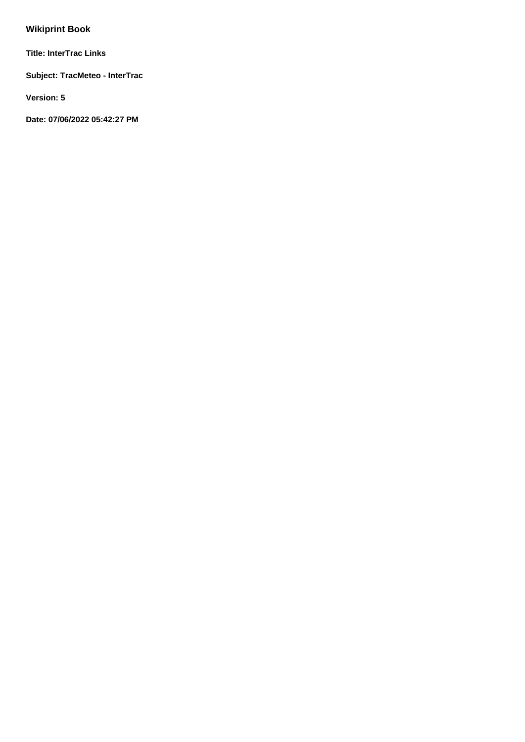# Wikiprint Book

**Title: InterTrac Links**

**Subject: TracMeteo - InterTrac**

**Version: 5**

**Date: 07/06/2022 05:42:27 PM**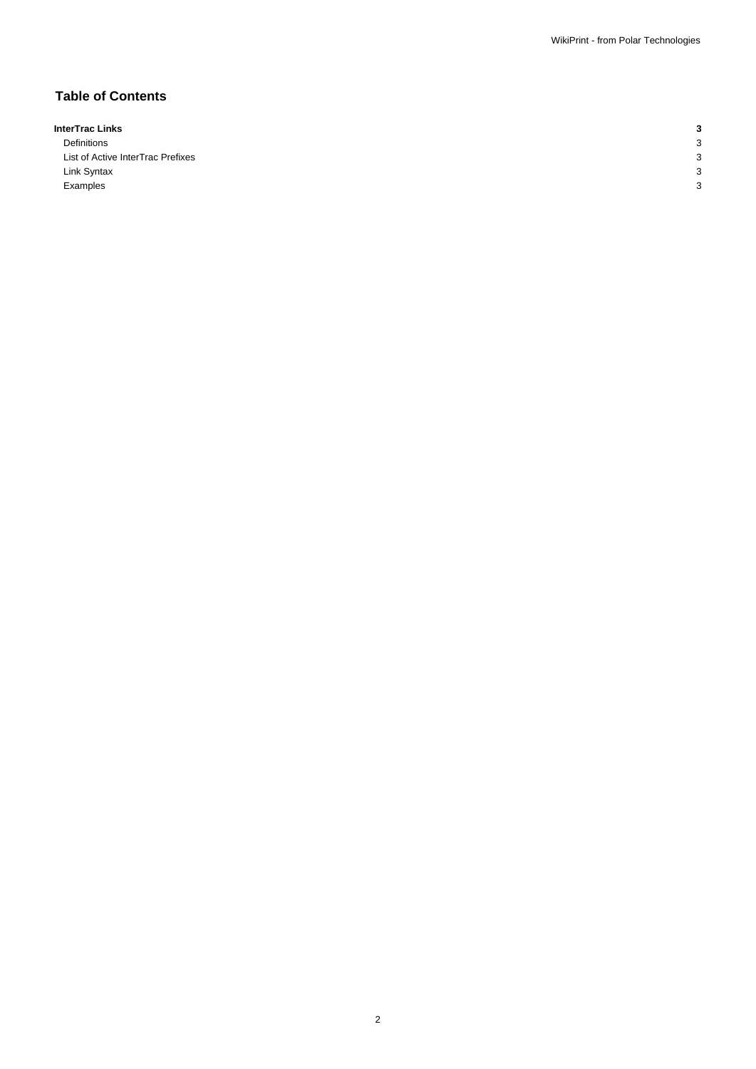# Table of Contents

| | |
|---|---|
| **InterTrac Links** | **3** |
| Definitions | 3 |
| List of Active InterTrac Prefixes | 3 |
| Link Syntax | 3 |
| Examples | 3 |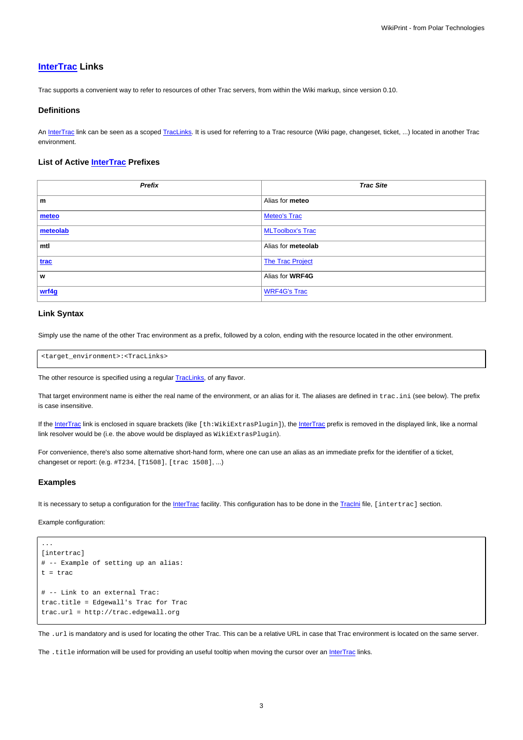# InterTrac Links

Trac supports a convenient way to refer to resources of other Trac servers, from within the Wiki markup, since version 0.10.

## Definitions

An InterTrac link can be seen as a scoped TracLinks. It is used for referring to a Trac resource (Wiki page, changeset, ticket, ...) located in another Trac environment.

## List of Active InterTrac Prefixes

| *Prefix* | *Trac Site* |
|---|---|
| **m** | Alias for **meteo** |
| **meteo** | Meteo's Trac |
| **meteolab** | MLToolbox's Trac |
| **mtl** | Alias for **meteolab** |
| **trac** | The Trac Project |
| **w** | Alias for **WRF4G** |
| **wrf4g** | WRF4G's Trac |

## Link Syntax

Simply use the name of the other Trac environment as a prefix, followed by a colon, ending with the resource located in the other environment.

```
<target_environment>:<TracLinks>
```

The other resource is specified using a regular TracLinks, of any flavor.

That target environment name is either the real name of the environment, or an alias for it. The aliases are defined in `trac.ini` (see below). The prefix is case insensitive.

If the InterTrac link is enclosed in square brackets (like `[th:WikiExtrasPlugin]`), the InterTrac prefix is removed in the displayed link, like a normal link resolver would be (i.e. the above would be displayed as `WikiExtrasPlugin`).

For convenience, there's also some alternative short-hand form, where one can use an alias as an immediate prefix for the identifier of a ticket, changeset or report: (e.g. `#T234`, `[T1508]`, `[trac 1508]`, ...)

## Examples

It is necessary to setup a configuration for the InterTrac facility. This configuration has to be done in the TracIni file, `[intertrac]` section.

Example configuration:

```
...
[intertrac]
# -- Example of setting up an alias:
t = trac

# -- Link to an external Trac:
trac.title = Edgewall's Trac for Trac
trac.url = http://trac.edgewall.org
```

The `.url` is mandatory and is used for locating the other Trac. This can be a relative URL in case that Trac environment is located on the same server.

The `.title` information will be used for providing an useful tooltip when moving the cursor over an InterTrac links.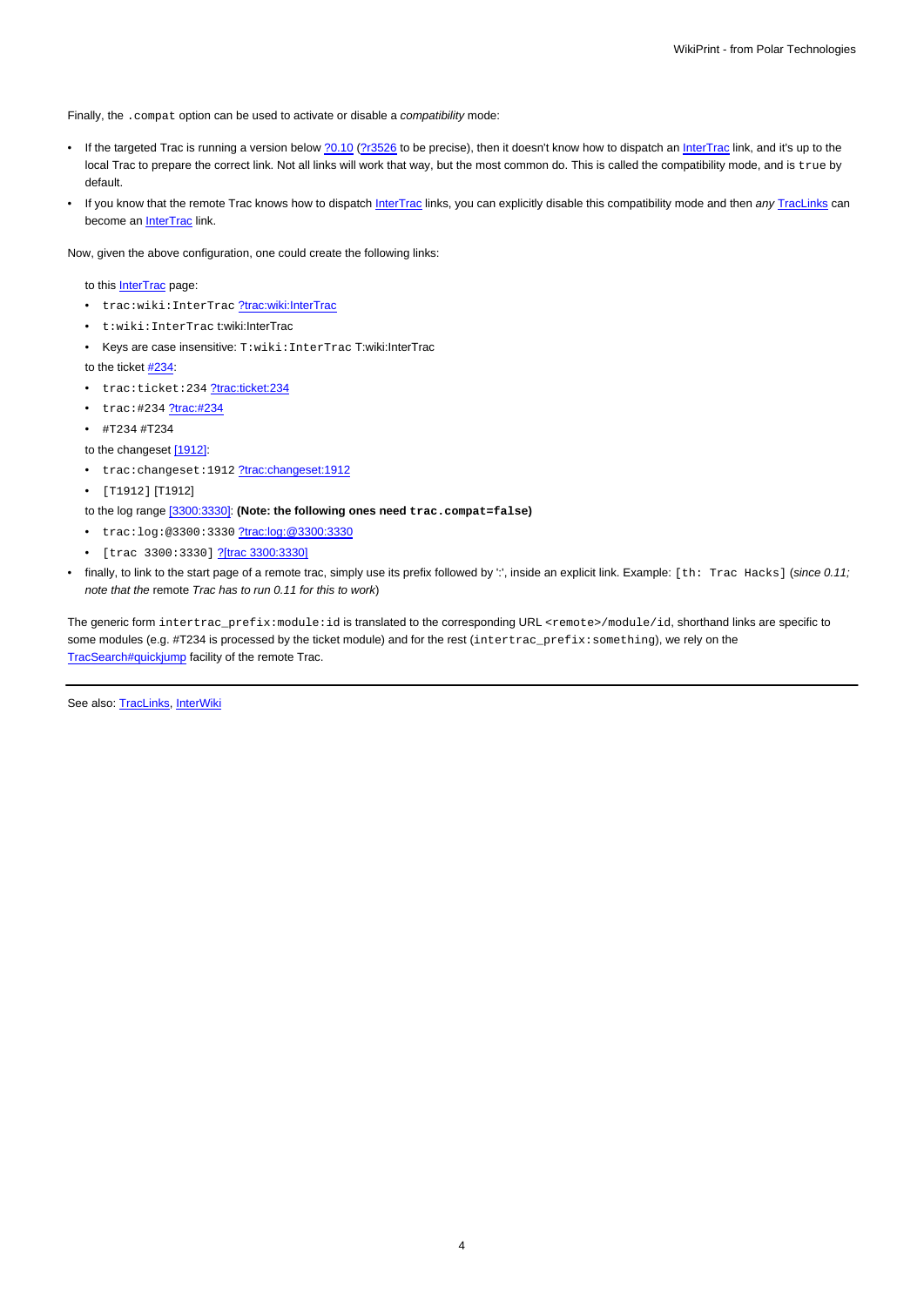Finally, the `.compat` option can be used to activate or disable a *compatibility* mode:

- If the targeted Trac is running a version below ?0.10 (?r3526 to be precise), then it doesn't know how to dispatch an InterTrac link, and it's up to the local Trac to prepare the correct link. Not all links will work that way, but the most common do. This is called the compatibility mode, and is `true` by default.
- If you know that the remote Trac knows how to dispatch InterTrac links, you can explicitly disable this compatibility mode and then *any* TracLinks can become an InterTrac link.

Now, given the above configuration, one could create the following links:

- to this InterTrac page:
  - `trac:wiki:InterTrac` ?trac:wiki:InterTrac
  - `t:wiki:InterTrac` t:wiki:InterTrac
  - Keys are case insensitive: `T:wiki:InterTrac` T:wiki:InterTrac
- to the ticket #234:
  - `trac:ticket:234` ?trac:ticket:234
  - `trac:#234` ?trac:#234
  - `#T234` #T234
- to the changeset [1912]:
  - `trac:changeset:1912` ?trac:changeset:1912
  - `[T1912]` [T1912]
- to the log range [3300:3330]: **(Note: the following ones need `trac.compat=false`)**
  - `trac:log:@3300:3330` ?trac:log:@3300:3330
  - `[trac 3300:3330]` ?[trac 3300:3330]
- finally, to link to the start page of a remote trac, simply use its prefix followed by ':', inside an explicit link. Example: `[th: Trac Hacks]` (*since 0.11; note that the* remote *Trac has to run 0.11 for this to work*)

The generic form `intertrac_prefix:module:id` is translated to the corresponding URL `<remote>/module/id`, shorthand links are specific to some modules (e.g. #T234 is processed by the ticket module) and for the rest (`intertrac_prefix:something`), we rely on the TracSearch#quickjump facility of the remote Trac.

---

See also: TracLinks, InterWiki